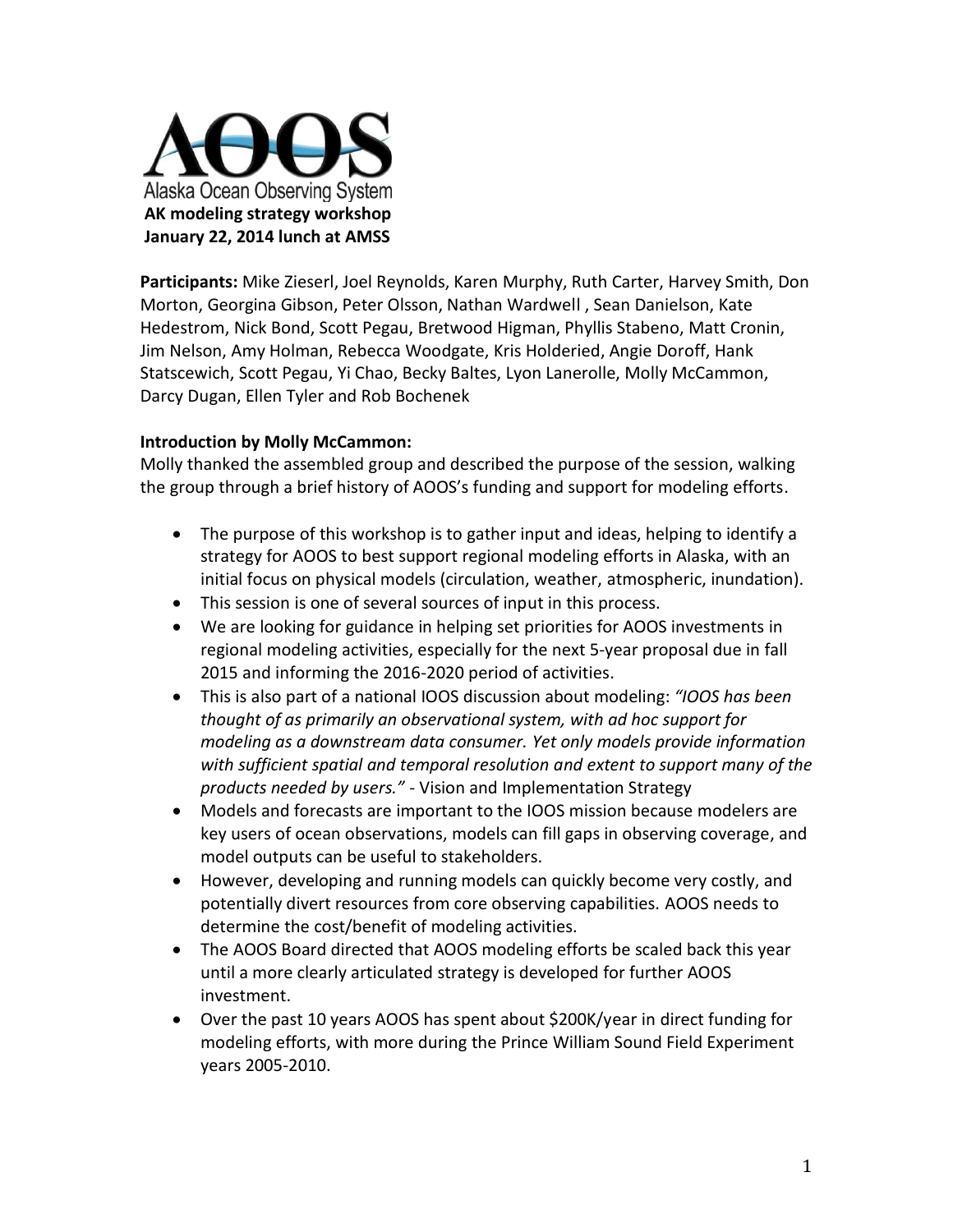# Alaska Ocean Observing System

**AK modeling strategy workshop**
**January 22, 2014 lunch at AMSS**

**Participants:** Mike Zieserl, Joel Reynolds, Karen Murphy, Ruth Carter, Harvey Smith, Don Morton, Georgina Gibson, Peter Olsson, Nathan Wardwell , Sean Danielson, Kate Hedestrom, Nick Bond, Scott Pegau, Bretwood Higman, Phyllis Stabeno, Matt Cronin, Jim Nelson, Amy Holman, Rebecca Woodgate, Kris Holderied, Angie Doroff, Hank Statscewich, Scott Pegau, Yi Chao, Becky Baltes, Lyon Lanerolle, Molly McCammon, Darcy Dugan, Ellen Tyler and Rob Bochenek

**Introduction by Molly McCammon:**
Molly thanked the assembled group and described the purpose of the session, walking the group through a brief history of AOOS's funding and support for modeling efforts.

- The purpose of this workshop is to gather input and ideas, helping to identify a strategy for AOOS to best support regional modeling efforts in Alaska, with an initial focus on physical models (circulation, weather, atmospheric, inundation).
- This session is one of several sources of input in this process.
- We are looking for guidance in helping set priorities for AOOS investments in regional modeling activities, especially for the next 5-year proposal due in fall 2015 and informing the 2016-2020 period of activities.
- This is also part of a national IOOS discussion about modeling: *"IOOS has been thought of as primarily an observational system, with ad hoc support for modeling as a downstream data consumer. Yet only models provide information with sufficient spatial and temporal resolution and extent to support many of the products needed by users."* - Vision and Implementation Strategy
- Models and forecasts are important to the IOOS mission because modelers are key users of ocean observations, models can fill gaps in observing coverage, and model outputs can be useful to stakeholders.
- However, developing and running models can quickly become very costly, and potentially divert resources from core observing capabilities. AOOS needs to determine the cost/benefit of modeling activities.
- The AOOS Board directed that AOOS modeling efforts be scaled back this year until a more clearly articulated strategy is developed for further AOOS investment.
- Over the past 10 years AOOS has spent about $200K/year in direct funding for modeling efforts, with more during the Prince William Sound Field Experiment years 2005-2010.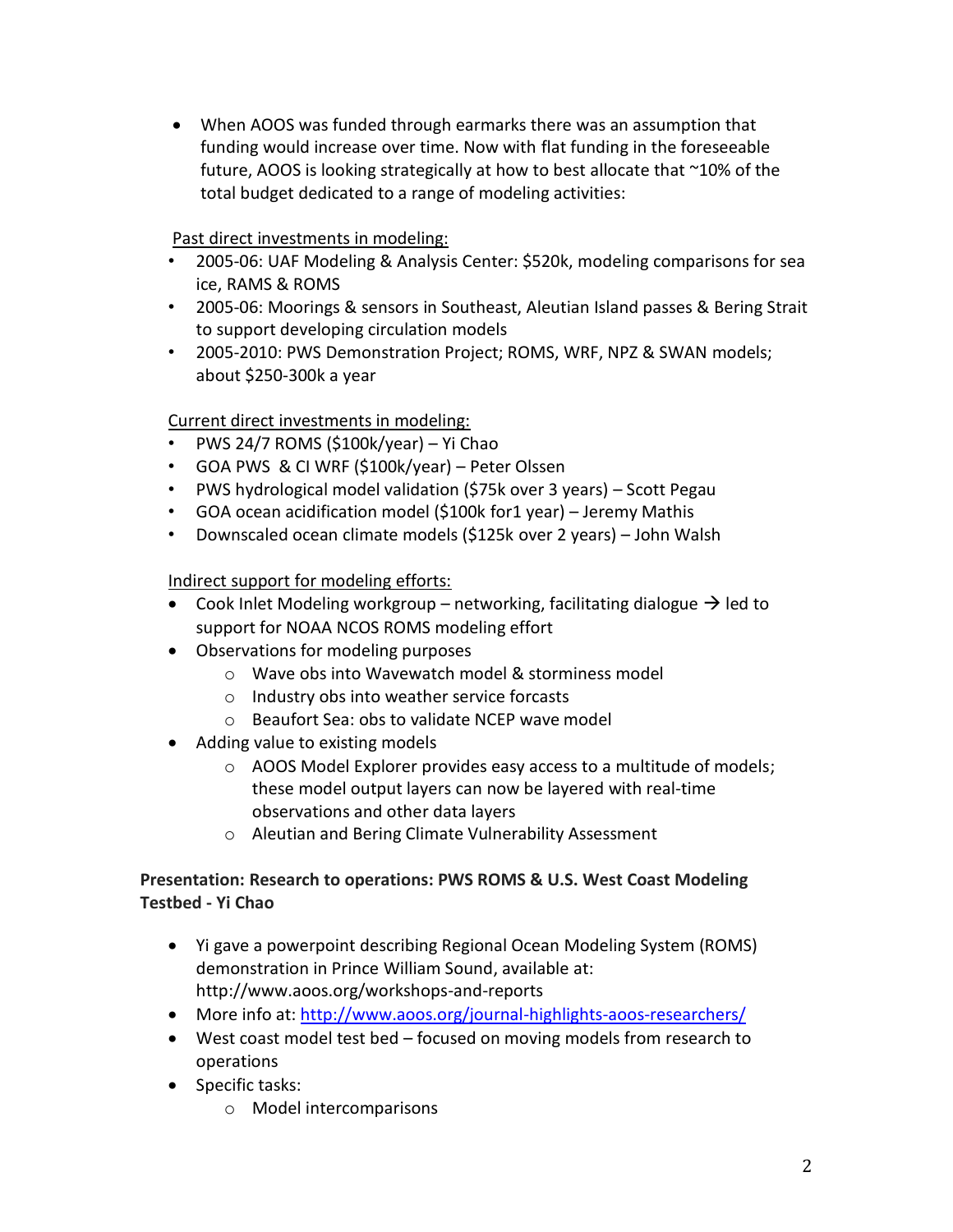- When AOOS was funded through earmarks there was an assumption that funding would increase over time. Now with flat funding in the foreseeable future, AOOS is looking strategically at how to best allocate that ~10% of the total budget dedicated to a range of modeling activities:

Past direct investments in modeling:

- 2005-06: UAF Modeling & Analysis Center: $520k, modeling comparisons for sea ice, RAMS & ROMS
- 2005-06: Moorings & sensors in Southeast, Aleutian Island passes & Bering Strait to support developing circulation models
- 2005-2010: PWS Demonstration Project; ROMS, WRF, NPZ & SWAN models; about $250-300k a year

Current direct investments in modeling:

- PWS 24/7 ROMS ($100k/year) – Yi Chao
- GOA PWS & CI WRF ($100k/year) – Peter Olssen
- PWS hydrological model validation ($75k over 3 years) – Scott Pegau
- GOA ocean acidification model ($100k for1 year) – Jeremy Mathis
- Downscaled ocean climate models ($125k over 2 years) – John Walsh

Indirect support for modeling efforts:

- Cook Inlet Modeling workgroup – networking, facilitating dialogue → led to support for NOAA NCOS ROMS modeling effort
- Observations for modeling purposes
  - Wave obs into Wavewatch model & storminess model
  - Industry obs into weather service forcasts
  - Beaufort Sea: obs to validate NCEP wave model
- Adding value to existing models
  - AOOS Model Explorer provides easy access to a multitude of models; these model output layers can now be layered with real-time observations and other data layers
  - Aleutian and Bering Climate Vulnerability Assessment

**Presentation: Research to operations: PWS ROMS & U.S. West Coast Modeling Testbed - Yi Chao**

- Yi gave a powerpoint describing Regional Ocean Modeling System (ROMS) demonstration in Prince William Sound, available at: http://www.aoos.org/workshops-and-reports
- More info at: [http://www.aoos.org/journal-highlights-aoos-researchers/](http://www.aoos.org/journal-highlights-aoos-researchers/)
- West coast model test bed – focused on moving models from research to operations
- Specific tasks:
  - Model intercomparisons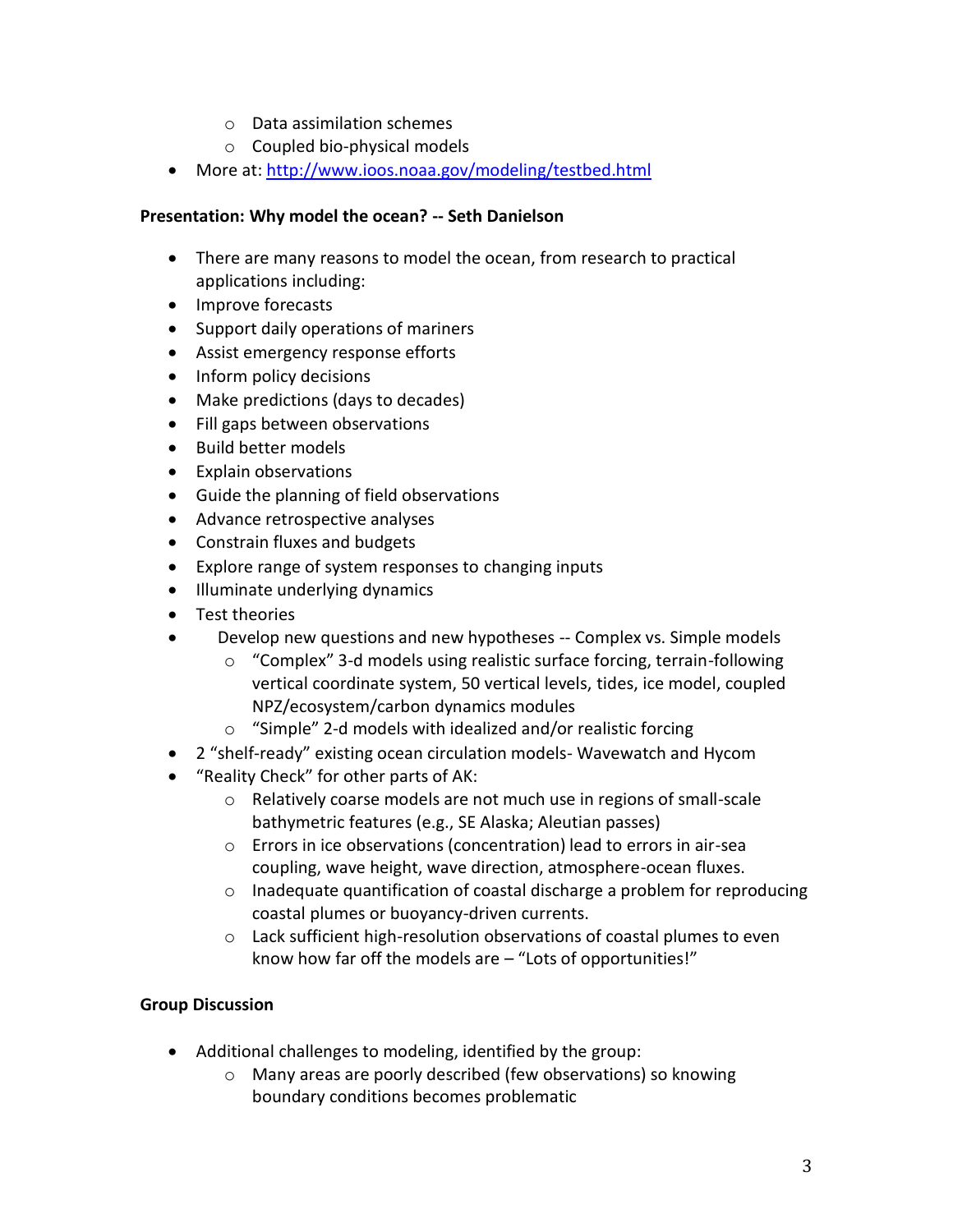- Data assimilation schemes
  - Coupled bio-physical models
- More at: [http://www.ioos.noaa.gov/modeling/testbed.html](http://www.ioos.noaa.gov/modeling/testbed.html)

**Presentation: Why model the ocean? -- Seth Danielson**

- There are many reasons to model the ocean, from research to practical applications including:
- Improve forecasts
- Support daily operations of mariners
- Assist emergency response efforts
- Inform policy decisions
- Make predictions (days to decades)
- Fill gaps between observations
- Build better models
- Explain observations
- Guide the planning of field observations
- Advance retrospective analyses
- Constrain fluxes and budgets
- Explore range of system responses to changing inputs
- Illuminate underlying dynamics
- Test theories
- Develop new questions and new hypotheses -- Complex vs. Simple models
  - "Complex" 3-d models using realistic surface forcing, terrain-following vertical coordinate system, 50 vertical levels, tides, ice model, coupled NPZ/ecosystem/carbon dynamics modules
  - "Simple" 2-d models with idealized and/or realistic forcing
- 2 "shelf-ready" existing ocean circulation models- Wavewatch and Hycom
- "Reality Check" for other parts of AK:
  - Relatively coarse models are not much use in regions of small-scale bathymetric features (e.g., SE Alaska; Aleutian passes)
  - Errors in ice observations (concentration) lead to errors in air-sea coupling, wave height, wave direction, atmosphere-ocean fluxes.
  - Inadequate quantification of coastal discharge a problem for reproducing coastal plumes or buoyancy-driven currents.
  - Lack sufficient high-resolution observations of coastal plumes to even know how far off the models are – "Lots of opportunities!"

**Group Discussion**

- Additional challenges to modeling, identified by the group:
  - Many areas are poorly described (few observations) so knowing boundary conditions becomes problematic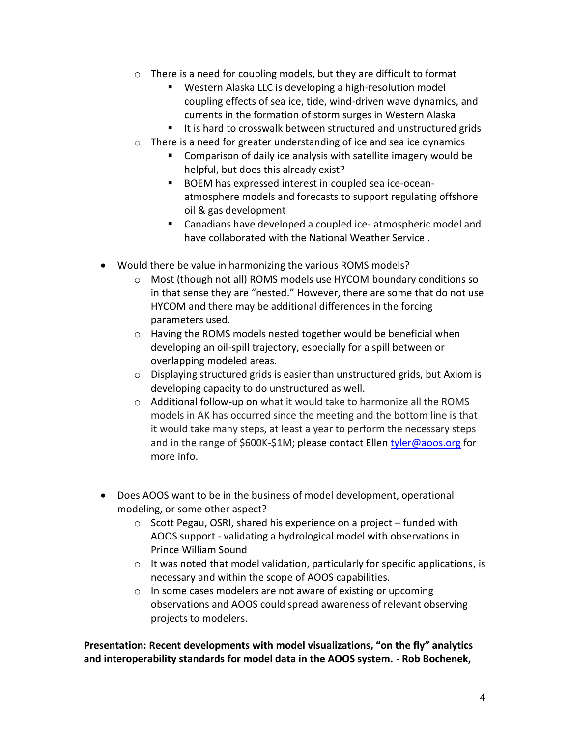- There is a need for coupling models, but they are difficult to format
  - Western Alaska LLC is developing a high-resolution model coupling effects of sea ice, tide, wind-driven wave dynamics, and currents in the formation of storm surges in Western Alaska
  - It is hard to crosswalk between structured and unstructured grids
- There is a need for greater understanding of ice and sea ice dynamics
  - Comparison of daily ice analysis with satellite imagery would be helpful, but does this already exist?
  - BOEM has expressed interest in coupled sea ice-ocean-atmosphere models and forecasts to support regulating offshore oil & gas development
  - Canadians have developed a coupled ice- atmospheric model and have collaborated with the National Weather Service .

- Would there be value in harmonizing the various ROMS models?
  - Most (though not all) ROMS models use HYCOM boundary conditions so in that sense they are "nested." However, there are some that do not use HYCOM and there may be additional differences in the forcing parameters used.
  - Having the ROMS models nested together would be beneficial when developing an oil-spill trajectory, especially for a spill between or overlapping modeled areas.
  - Displaying structured grids is easier than unstructured grids, but Axiom is developing capacity to do unstructured as well.
  - Additional follow-up on what it would take to harmonize all the ROMS models in AK has occurred since the meeting and the bottom line is that it would take many steps, at least a year to perform the necessary steps and in the range of $600K-$1M; please contact Ellen tyler@aoos.org for more info.

- Does AOOS want to be in the business of model development, operational modeling, or some other aspect?
  - Scott Pegau, OSRI, shared his experience on a project – funded with AOOS support - validating a hydrological model with observations in Prince William Sound
  - It was noted that model validation, particularly for specific applications, is necessary and within the scope of AOOS capabilities.
  - In some cases modelers are not aware of existing or upcoming observations and AOOS could spread awareness of relevant observing projects to modelers.

**Presentation: Recent developments with model visualizations, "on the fly" analytics and interoperability standards for model data in the AOOS system. - Rob Bochenek,**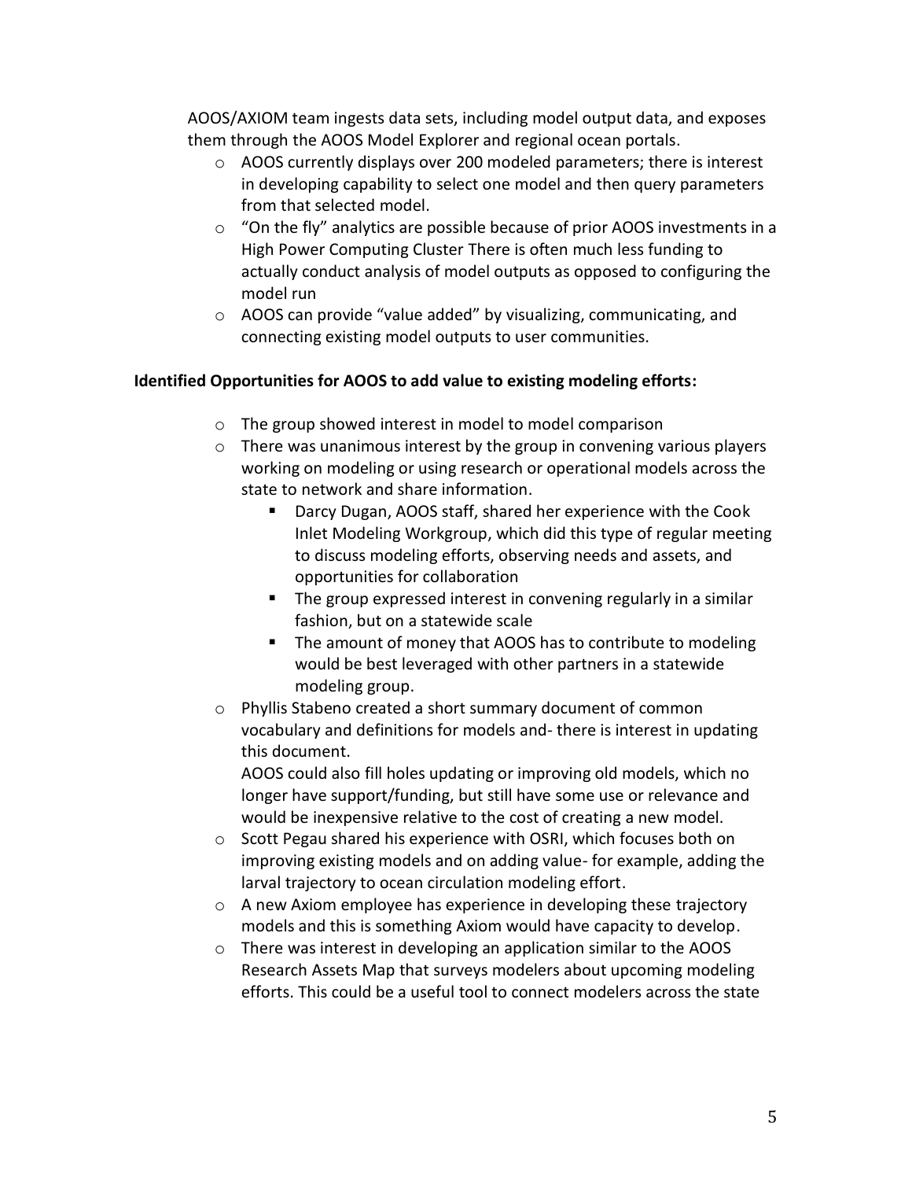AOOS/AXIOM team ingests data sets, including model output data, and exposes them through the AOOS Model Explorer and regional ocean portals.

- AOOS currently displays over 200 modeled parameters; there is interest in developing capability to select one model and then query parameters from that selected model.
- "On the fly" analytics are possible because of prior AOOS investments in a High Power Computing Cluster There is often much less funding to actually conduct analysis of model outputs as opposed to configuring the model run
- AOOS can provide "value added" by visualizing, communicating, and connecting existing model outputs to user communities.

**Identified Opportunities for AOOS to add value to existing modeling efforts:**

- The group showed interest in model to model comparison
- There was unanimous interest by the group in convening various players working on modeling or using research or operational models across the state to network and share information.
  - Darcy Dugan, AOOS staff, shared her experience with the Cook Inlet Modeling Workgroup, which did this type of regular meeting to discuss modeling efforts, observing needs and assets, and opportunities for collaboration
  - The group expressed interest in convening regularly in a similar fashion, but on a statewide scale
  - The amount of money that AOOS has to contribute to modeling would be best leveraged with other partners in a statewide modeling group.
- Phyllis Stabeno created a short summary document of common vocabulary and definitions for models and- there is interest in updating this document.

  AOOS could also fill holes updating or improving old models, which no longer have support/funding, but still have some use or relevance and would be inexpensive relative to the cost of creating a new model.
- Scott Pegau shared his experience with OSRI, which focuses both on improving existing models and on adding value- for example, adding the larval trajectory to ocean circulation modeling effort.
- A new Axiom employee has experience in developing these trajectory models and this is something Axiom would have capacity to develop.
- There was interest in developing an application similar to the AOOS Research Assets Map that surveys modelers about upcoming modeling efforts. This could be a useful tool to connect modelers across the state